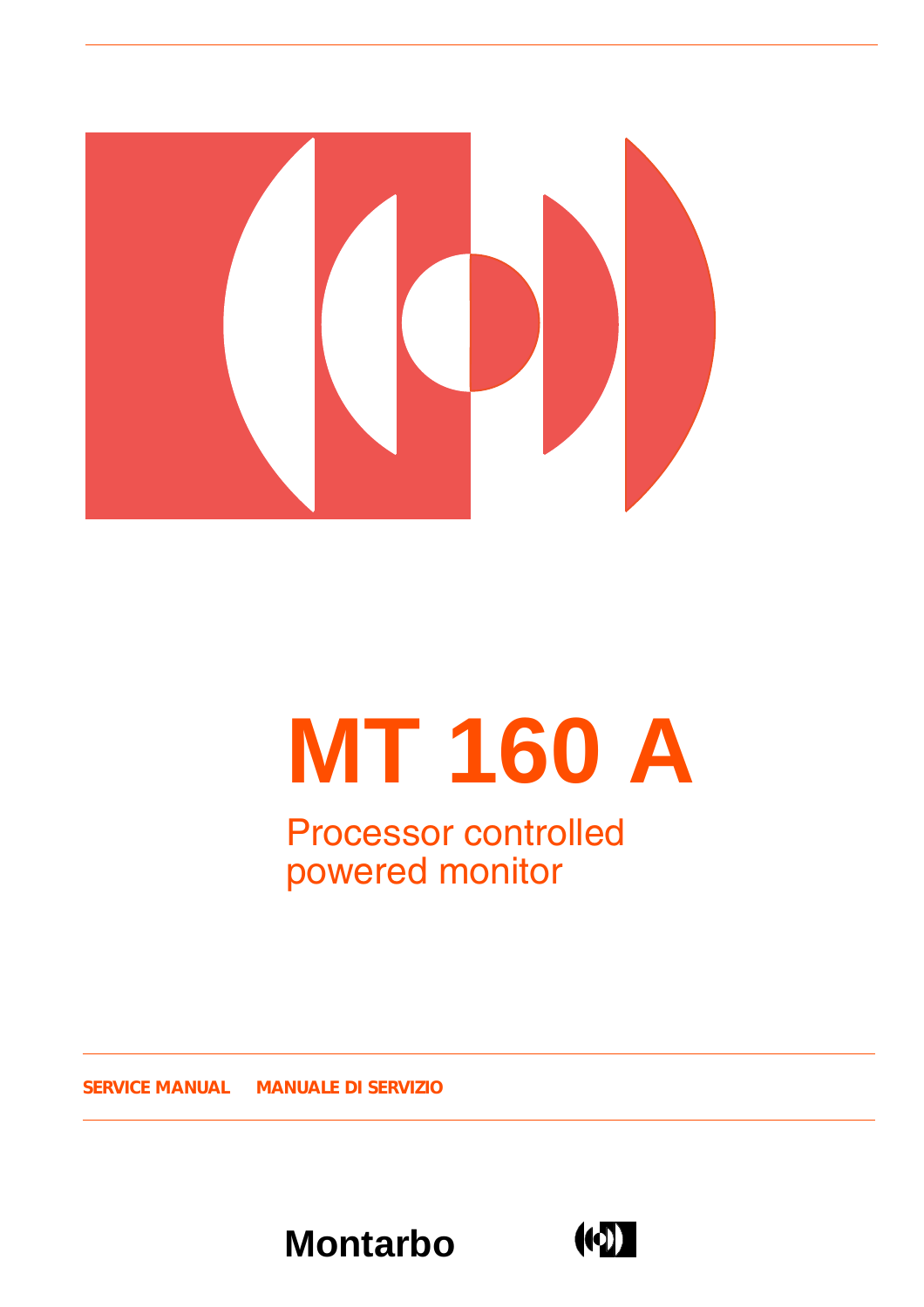# MT 160 A

## Processor controlled powered monitor

**SERVICE MANUAL** **MANUALE DI SERVIZIO**

**Montarbo**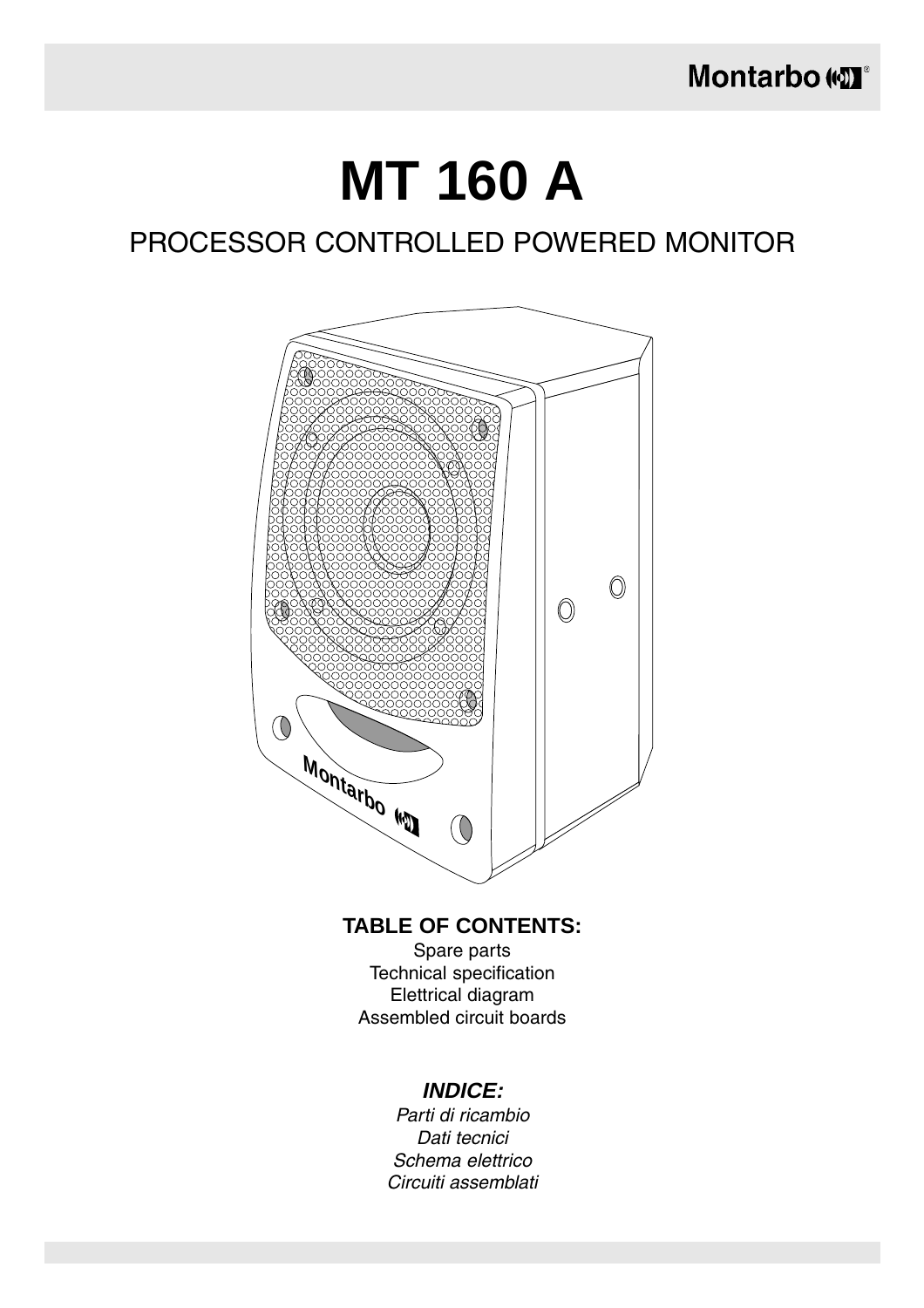# MT 160 A

## PROCESSOR CONTROLLED POWERED MONITOR

**TABLE OF CONTENTS:**

Spare parts
Technical specification
Elettrical diagram
Assembled circuit boards

***INDICE:***

*Parti di ricambio*
*Dati tecnici*
*Schema elettrico*
*Circuiti assemblati*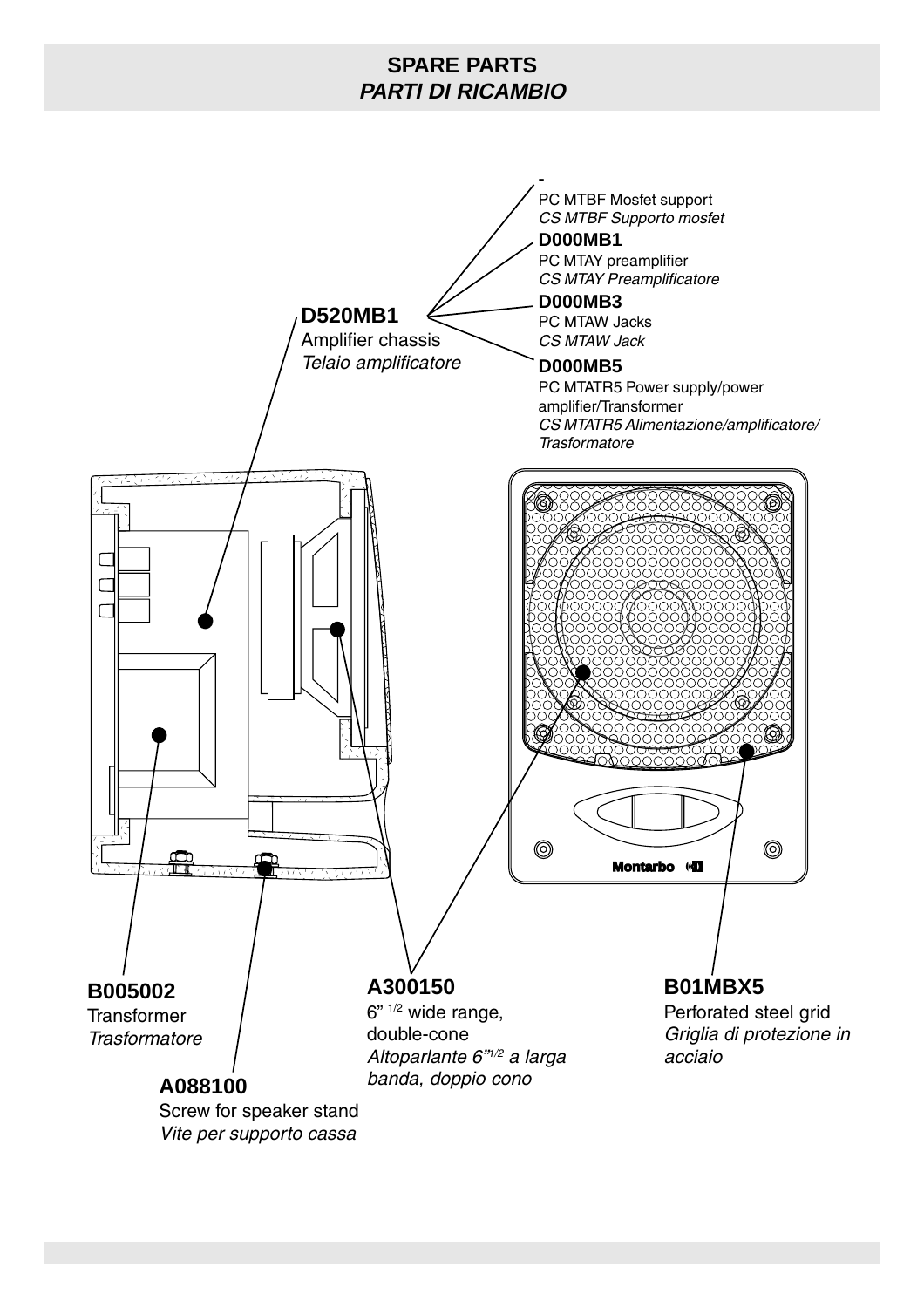## SPARE PARTS
## *PARTI DI RICAMBIO*

**-**
PC MTBF Mosfet support
*CS MTBF Supporto mosfet*

**D000MB1**
PC MTAY preamplifier
*CS MTAY Preamplificatore*

**D000MB3**
PC MTAW Jacks
*CS MTAW Jack*

**D000MB5**
PC MTATR5 Power supply/power amplifier/Transformer
*CS MTATR5 Alimentazione/amplificatore/ Trasformatore*

**D520MB1**
Amplifier chassis
*Telaio amplificatore*

Montarbo

**B005002**
Transformer
*Trasformatore*

**A088100**
Screw for speaker stand
*Vite per supporto cassa*

**A300150**
6" 1/2 wide range, double-cone
*Altoparlante 6" 1/2 a larga banda, doppio cono*

**B01MBX5**
Perforated steel grid
*Griglia di protezione in acciaio*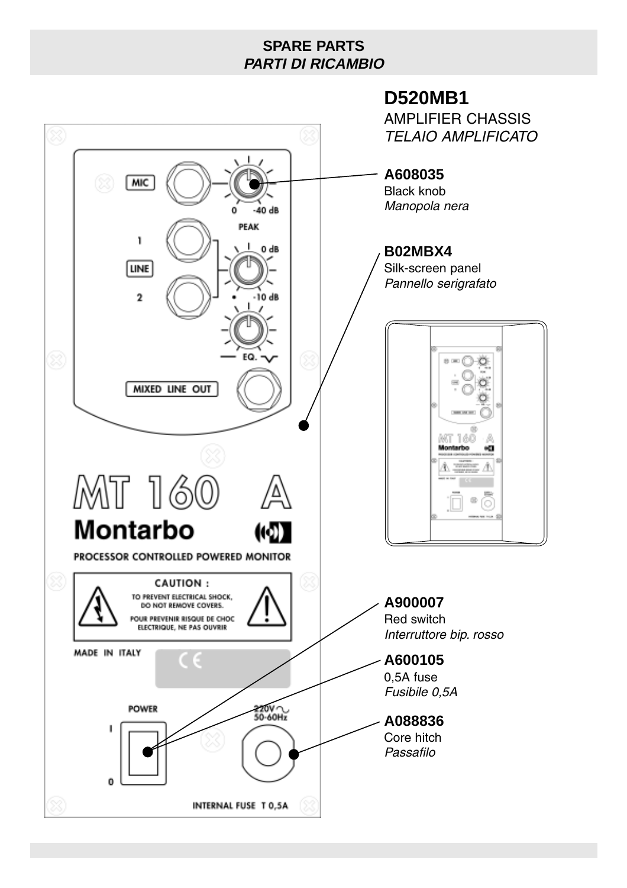# SPARE PARTS
## *PARTI DI RICAMBIO*

**D520MB1**
AMPLIFIER CHASSIS
*TELAIO AMPLIFICATO*

**A608035**
Black knob
*Manopola nera*

**B02MBX4**
Silk-screen panel
*Pannello serigrafato*

**A900007**
Red switch
*Interruttore bip. rosso*

**A600105**
0,5A fuse
*Fusibile 0,5A*

**A088836**
Core hitch
*Passafilo*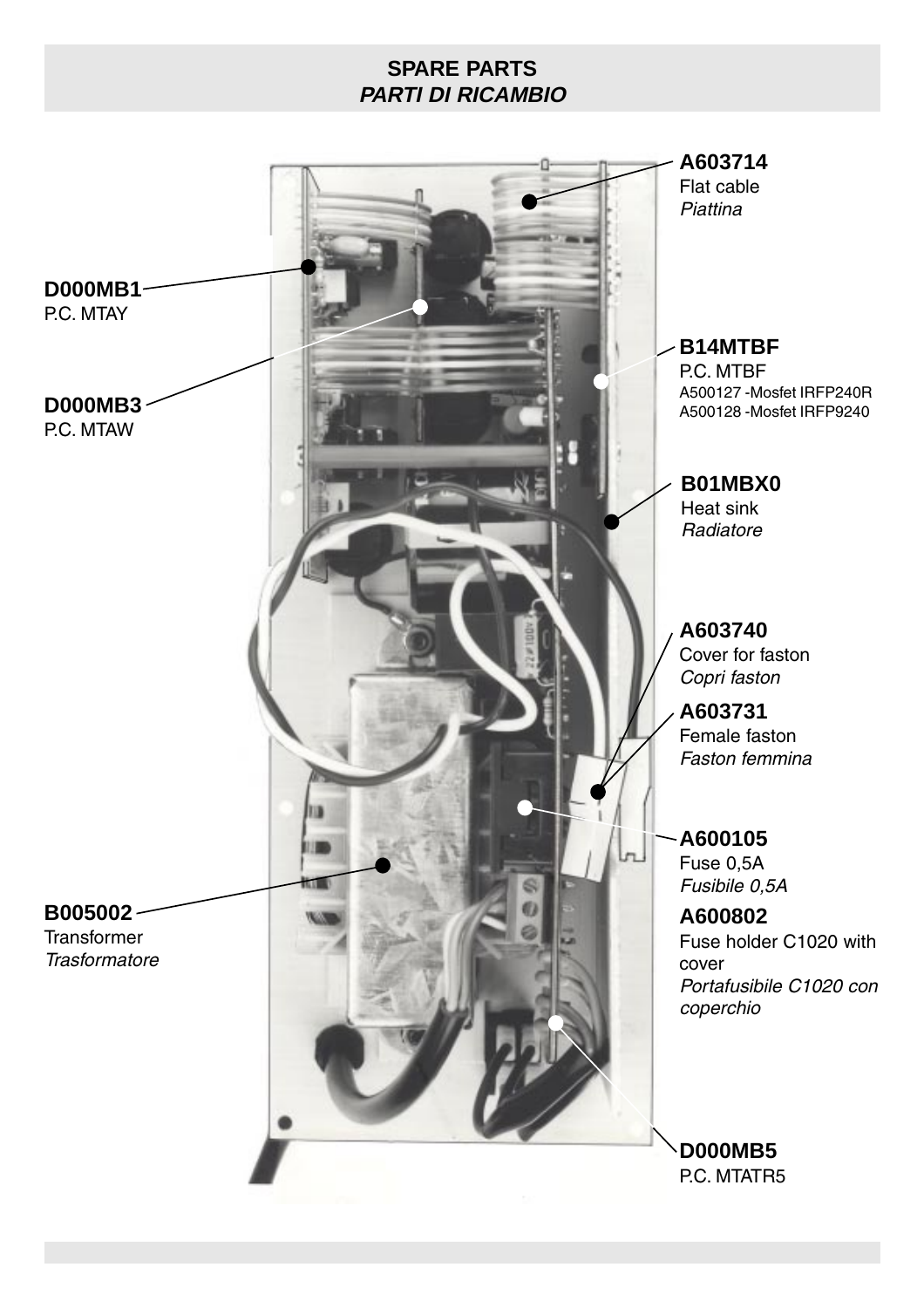## SPARE PARTS
## *PARTI DI RICAMBIO*

**A603714**
Flat cable
*Piattina*

**D000MB1**
P.C. MTAY

**D000MB3**
P.C. MTAW

**B14MTBF**
P.C. MTBF
A500127 -Mosfet IRFP240R
A500128 -Mosfet IRFP9240

**B01MBX0**
Heat sink
*Radiatore*

**A603740**
Cover for faston
*Copri faston*

**A603731**
Female faston
*Faston femmina*

**A600105**
Fuse 0,5A
*Fusibile 0,5A*

**B005002**
Transformer
*Trasformatore*

**A600802**
Fuse holder C1020 with cover
*Portafusibile C1020 con coperchio*

**D000MB5**
P.C. MTATR5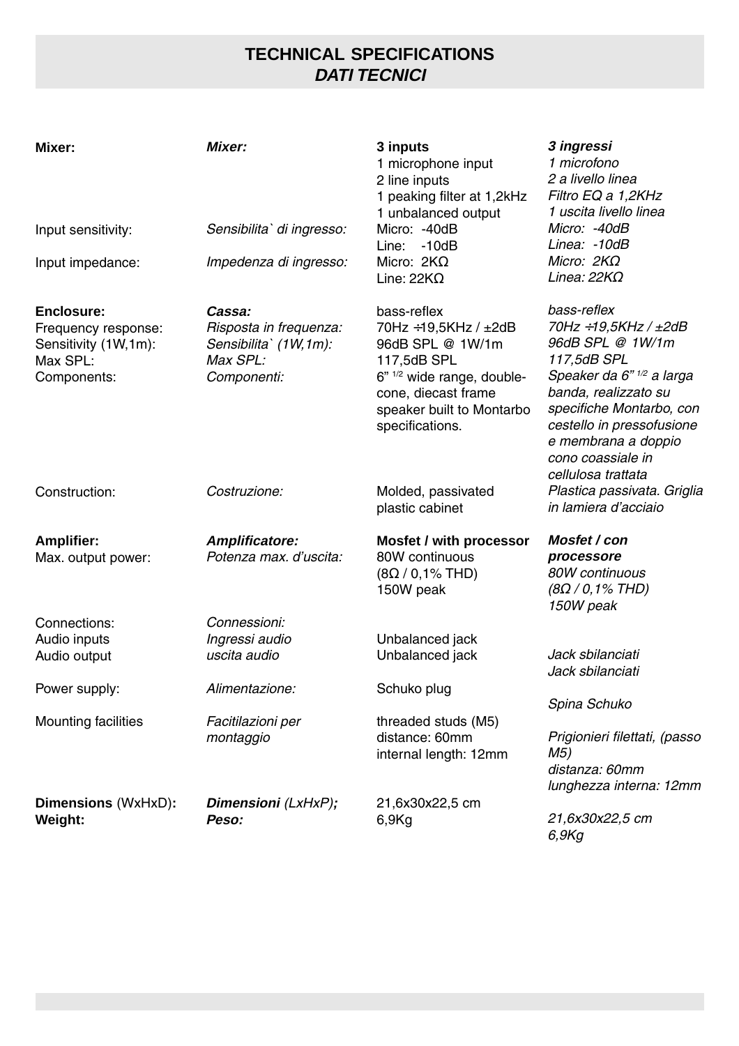# TECHNICAL SPECIFICATIONS
## *DATI TECNICI*

| | | | |
|---|---|---|---|
| **Mixer:** | ***Mixer:*** | **3 inputs**<br>1 microphone input<br>2 line inputs<br>1 peaking filter at 1,2kHz<br>1 unbalanced output | ***3 ingressi***<br>*1 microfono*<br>*2 a livello linea*<br>*Filtro EQ a 1,2KHz*<br>*1 uscita livello linea* |
| Input sensitivity: | *Sensibilita` di ingresso:* | Micro: -40dB<br>Line: -10dB | *Micro: -40dB*<br>*Linea: -10dB* |
| Input impedance: | *Impedenza di ingresso:* | Micro: 2KΩ<br>Line: 22KΩ | *Micro: 2KΩ*<br>*Linea: 22KΩ* |
| **Enclosure:** | ***Cassa:*** | bass-reflex | *bass-reflex* |
| Frequency response: | *Risposta in frequenza:* | 70Hz ÷19,5KHz / ±2dB | *70Hz ÷19,5KHz / ±2dB* |
| Sensitivity (1W,1m): | *Sensibilita` (1W,1m):* | 96dB SPL @ 1W/1m | *96dB SPL @ 1W/1m* |
| Max SPL: | *Max SPL:* | 117,5dB SPL | *117,5dB SPL* |
| Components: | *Componenti:* | 6" 1/2 wide range, double-cone, diecast frame speaker built to Montarbo specifications. | *Speaker da 6" 1/2 a larga banda, realizzato su specifiche Montarbo, con cestello in pressofusione e membrana a doppio cono coassiale in cellulosa trattata* |
| Construction: | *Costruzione:* | Molded, passivated plastic cabinet | *Plastica passivata. Griglia in lamiera d'acciaio* |
| **Amplifier:** | ***Amplificatore:*** | **Mosfet / with processor** | ***Mosfet / con processore*** |
| Max. output power: | *Potenza max. d'uscita:* | 80W continuous<br>(8Ω / 0,1% THD)<br>150W peak | *80W continuous*<br>*(8Ω / 0,1% THD)*<br>*150W peak* |
| Connections: | *Connessioni:* | | |
| Audio inputs | *Ingressi audio* | Unbalanced jack | *Jack sbilanciati* |
| Audio output | *uscita audio* | Unbalanced jack | *Jack sbilanciati* |
| Power supply: | *Alimentazione:* | Schuko plug | *Spina Schuko* |
| Mounting facilities | *Facitilazioni per montaggio* | threaded studs (M5)<br>distance: 60mm<br>internal length: 12mm | *Prigionieri filettati, (passo M5)*<br>*distanza: 60mm*<br>*lunghezza interna: 12mm* |
| **Dimensions** (WxHxD)**:** | ***Dimensioni*** *(LxHxP)**;*** | 21,6x30x22,5 cm | *21,6x30x22,5 cm* |
| **Weight:** | ***Peso:*** | 6,9Kg | *6,9Kg* |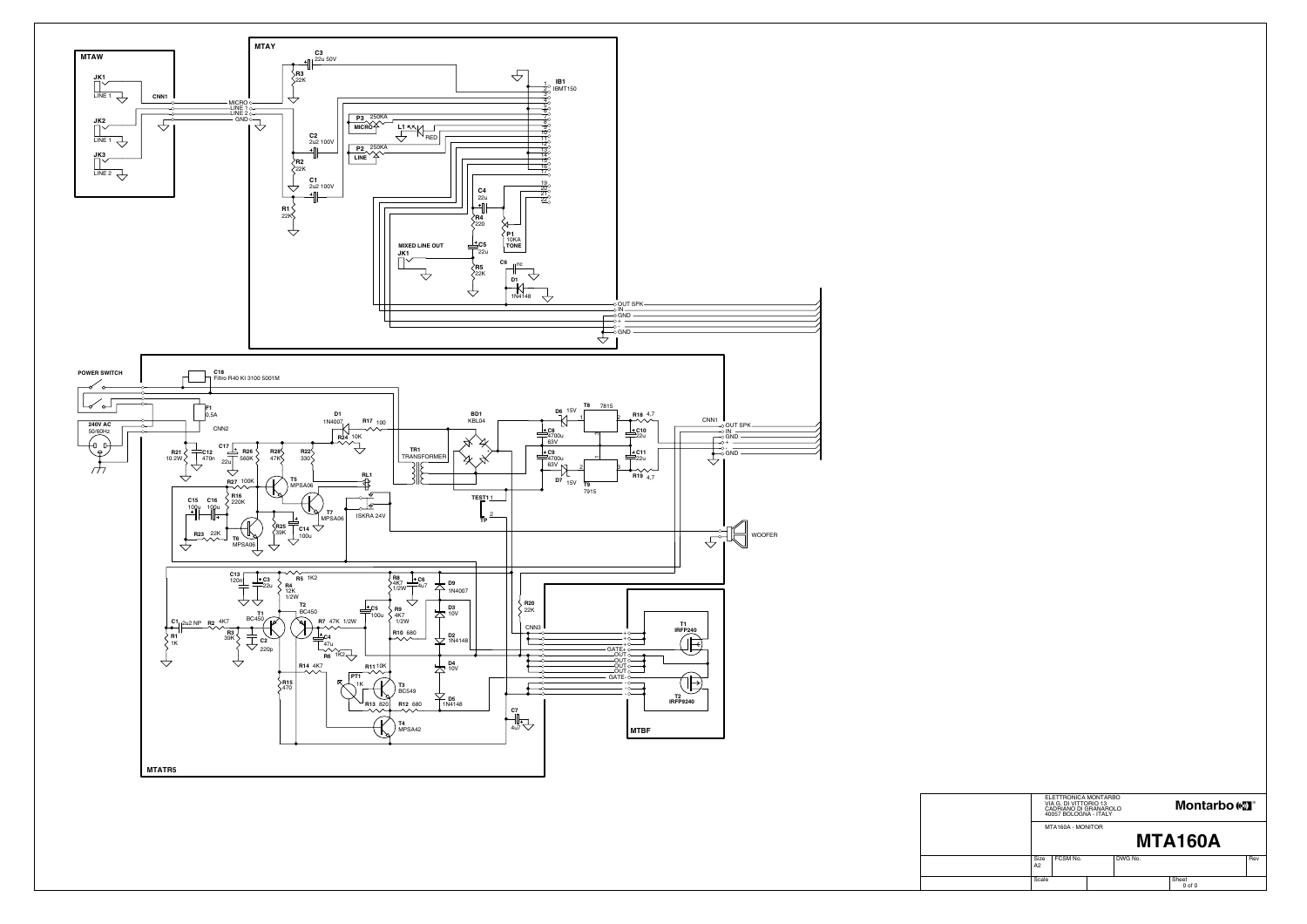## MTAW

JK1 LINE 1

JK2 LINE 1

JK3 LINE 2

CNN1

## MTAY

MICRO
LINE 1
LINE 2
GND

C3 22u 50V
R3 22K
C2 2u2 100V
R2 22K
C1 2u2 100V
R1 22K

P3 250KA MICRO
L1 RED
P2 250KA LINE

IB1 IBMT150

C4 22u
R4 220
C5 22u
R5 22K
P1 10KA TONE
C6 nc
D1 1N4148

MIXED LINE OUT JK1

OUT SPK
IN
GND
+
-
GND

## MTATR5

POWER SWITCH

240V AC 50/60Hz

C18 Filtro R40 KI 3100 5001M

F1 0,5A

CNN2

R21 10 2W
C12 470n
C17 22u
R26 560K
R28 47K
R22 330
D1 1N4007
R17 100
R24 10K
TR1 TRANSFORMER
BD1 KBL04
D6 15V
T8 7815
R18 4,7
C8 4700u 63V
C10 22u
C9 4700u 63V
C11 22u
D7 15V
T9 7915
R19 4,7

CNN1
OUT SPK
IN
GND
+
-
GND

R27 100K
T5 MPSA06
R16 220K
RL1
T7 MPSA06
ISKRA 24V
C15 100u
C16 100u
R23 22K
T6 MPSA06
R25 39K
C14 100u
TEST1 TP

WOOFER

C13 120n
C3 22u
R5 1K2
R4 12K 1/2W
R8 4K7 1/2W
C6 4u7
D9 1N4007
C1 2u2 NP
R2 4K7
R1 1K
R3 39K
C2 220p
T1 BC450
T2 BC450
C5 100u
R9 4K7 1/2W
R10 680
D3 10V
D2 1N4148
R7 47K 1/2W
C4 47u
R6 1K2
R20 22K
CNN3
R14 4K7
R11 10K
R15 470
PT1 1K
T3 BC549
D4 10V
R13 820
R12 680
D5 1N4148
T4 MPSA42
C7 4u7

## MTBF

+
+
+
+
GATE+
OUT
OUT
OUT
OUT
GATE-
-
-
-
-

T1 IRFP240
T2 IRFP9240

| ELETTRONICA MONTARBO<br>VIA G. DI VITTORIO 13<br>CADRIANO DI GRANAROLO<br>40057 BOLOGNA - ITALY | Montarbo |
|---|---|
| MTA160A - MONITOR | MTA160A |
| Size A2 / FCSM No. / DWG No. | Rev |
| Scale | Sheet 0 of 0 |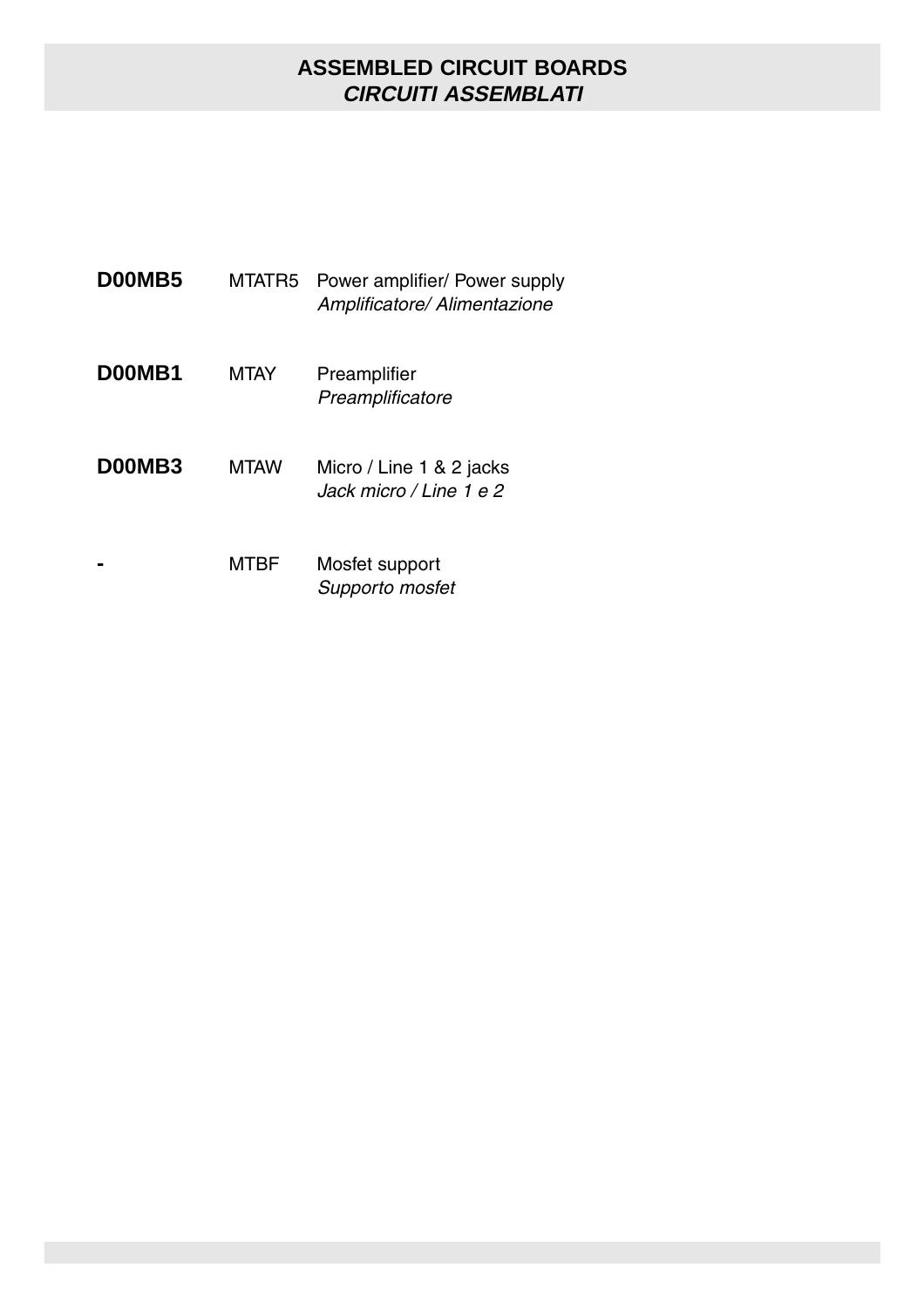## ASSEMBLED CIRCUIT BOARDS
## *CIRCUITI ASSEMBLATI*

| | | |
|---|---|---|
| **D00MB5** | MTATR5 | Power amplifier/ Power supply<br>*Amplificatore/ Alimentazione* |
| **D00MB1** | MTAY | Preamplifier<br>*Preamplificatore* |
| **D00MB3** | MTAW | Micro / Line 1 & 2 jacks<br>*Jack micro / Line 1 e 2* |
| **-** | MTBF | Mosfet support<br>*Supporto mosfet* |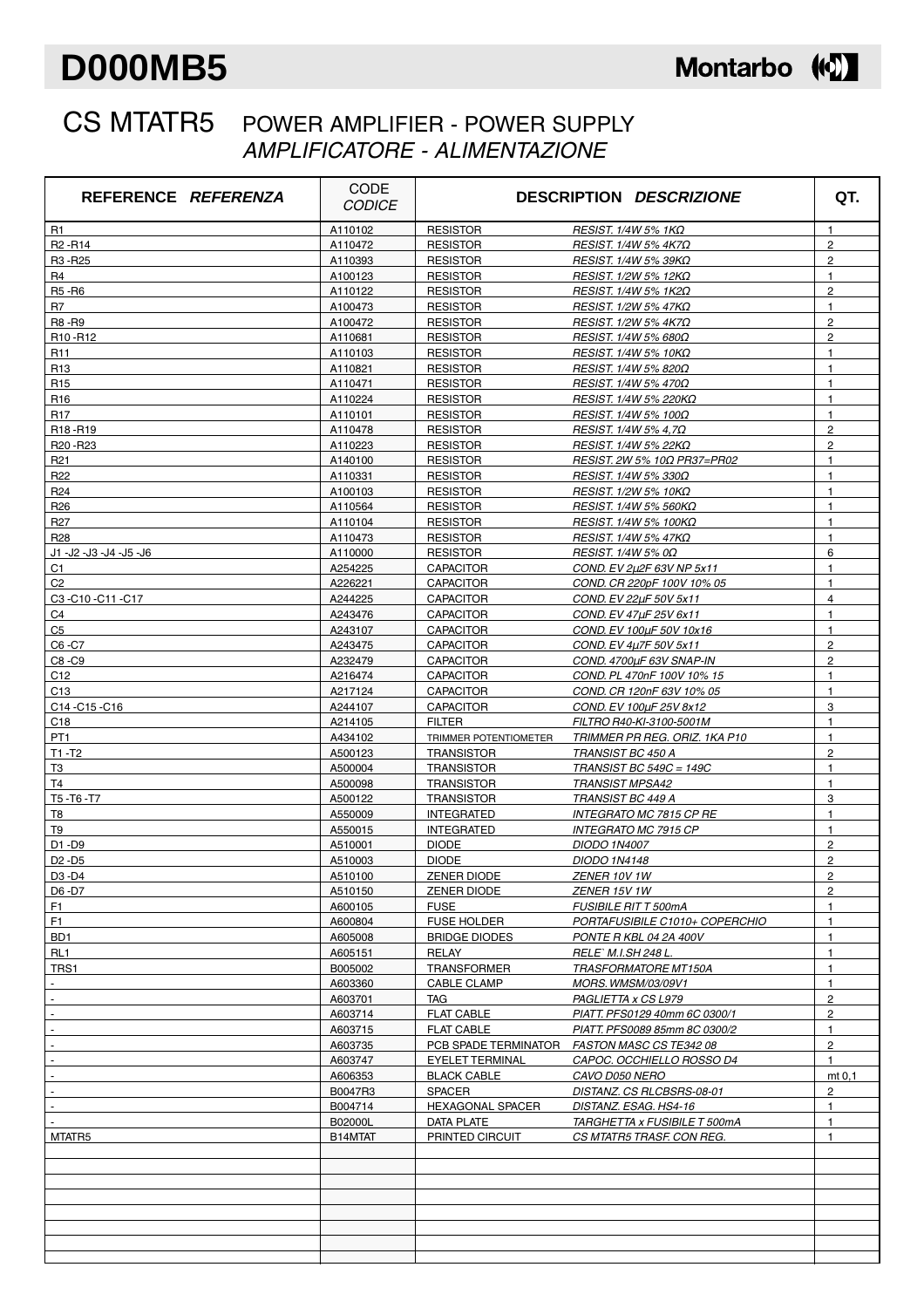# D000MB5

**Montarbo**

## CS MTATR5 POWER AMPLIFIER - POWER SUPPLY
## *AMPLIFICATORE - ALIMENTAZIONE*

| REFERENCE *REFERENZA* | CODE *CODICE* | DESCRIPTION | *DESCRIZIONE* | QT. |
|---|---|---|---|---|
| R1 | A110102 | RESISTOR | *RESIST. 1/4W 5% 1KΩ* | 1 |
| R2 -R14 | A110472 | RESISTOR | *RESIST. 1/4W 5% 4K7Ω* | 2 |
| R3 -R25 | A110393 | RESISTOR | *RESIST. 1/4W 5% 39KΩ* | 2 |
| R4 | A100123 | RESISTOR | *RESIST. 1/2W 5% 12KΩ* | 1 |
| R5 -R6 | A110122 | RESISTOR | *RESIST. 1/4W 5% 1K2Ω* | 2 |
| R7 | A100473 | RESISTOR | *RESIST. 1/2W 5% 47KΩ* | 1 |
| R8 -R9 | A100472 | RESISTOR | *RESIST. 1/2W 5% 4K7Ω* | 2 |
| R10 -R12 | A110681 | RESISTOR | *RESIST. 1/4W 5% 680Ω* | 2 |
| R11 | A110103 | RESISTOR | *RESIST. 1/4W 5% 10KΩ* | 1 |
| R13 | A110821 | RESISTOR | *RESIST. 1/4W 5% 820Ω* | 1 |
| R15 | A110471 | RESISTOR | *RESIST. 1/4W 5% 470Ω* | 1 |
| R16 | A110224 | RESISTOR | *RESIST. 1/4W 5% 220KΩ* | 1 |
| R17 | A110101 | RESISTOR | *RESIST. 1/4W 5% 100Ω* | 1 |
| R18 -R19 | A110478 | RESISTOR | *RESIST. 1/4W 5% 4,7Ω* | 2 |
| R20 -R23 | A110223 | RESISTOR | *RESIST. 1/4W 5% 22KΩ* | 2 |
| R21 | A140100 | RESISTOR | *RESIST. 2W 5% 10Ω PR37=PR02* | 1 |
| R22 | A110331 | RESISTOR | *RESIST. 1/4W 5% 330Ω* | 1 |
| R24 | A100103 | RESISTOR | *RESIST. 1/2W 5% 10KΩ* | 1 |
| R26 | A110564 | RESISTOR | *RESIST. 1/4W 5% 560KΩ* | 1 |
| R27 | A110104 | RESISTOR | *RESIST. 1/4W 5% 100KΩ* | 1 |
| R28 | A110473 | RESISTOR | *RESIST. 1/4W 5% 47KΩ* | 1 |
| J1 -J2 -J3 -J4 -J5 -J6 | A110000 | RESISTOR | *RESIST. 1/4W 5% 0Ω* | 6 |
| C1 | A254225 | CAPACITOR | *COND. EV 2µ2F 63V NP 5x11* | 1 |
| C2 | A226221 | CAPACITOR | *COND. CR 220pF 100V 10% 05* | 1 |
| C3 -C10 -C11 -C17 | A244225 | CAPACITOR | *COND. EV 22µF 50V 5x11* | 4 |
| C4 | A243476 | CAPACITOR | *COND. EV 47µF 25V 6x11* | 1 |
| C5 | A243107 | CAPACITOR | *COND. EV 100µF 50V 10x16* | 1 |
| C6 -C7 | A243475 | CAPACITOR | *COND. EV 4µ7F 50V 5x11* | 2 |
| C8 -C9 | A232479 | CAPACITOR | *COND. 4700µF 63V SNAP-IN* | 2 |
| C12 | A216474 | CAPACITOR | *COND. PL 470nF 100V 10% 15* | 1 |
| C13 | A217124 | CAPACITOR | *COND. CR 120nF 63V 10% 05* | 1 |
| C14 -C15 -C16 | A244107 | CAPACITOR | *COND. EV 100µF 25V 8x12* | 3 |
| C18 | A214105 | FILTER | *FILTRO R40-KI-3100-5001M* | 1 |
| PT1 | A434102 | TRIMMER POTENTIOMETER | *TRIMMER PR REG. ORIZ. 1KA P10* | 1 |
| T1 -T2 | A500123 | TRANSISTOR | *TRANSIST BC 450 A* | 2 |
| T3 | A500004 | TRANSISTOR | *TRANSIST BC 549C = 149C* | 1 |
| T4 | A500098 | TRANSISTOR | *TRANSIST MPSA42* | 1 |
| T5 -T6 -T7 | A500122 | TRANSISTOR | *TRANSIST BC 449 A* | 3 |
| T8 | A550009 | INTEGRATED | *INTEGRATO MC 7815 CP RE* | 1 |
| T9 | A550015 | INTEGRATED | *INTEGRATO MC 7915 CP* | 1 |
| D1 -D9 | A510001 | DIODE | *DIODO 1N4007* | 2 |
| D2 -D5 | A510003 | DIODE | *DIODO 1N4148* | 2 |
| D3 -D4 | A510100 | ZENER DIODE | *ZENER 10V 1W* | 2 |
| D6 -D7 | A510150 | ZENER DIODE | *ZENER 15V 1W* | 2 |
| F1 | A600105 | FUSE | *FUSIBILE RIT T 500mA* | 1 |
| F1 | A600804 | FUSE HOLDER | *PORTAFUSIBILE C1010+ COPERCHIO* | 1 |
| BD1 | A605008 | BRIDGE DIODES | *PONTE R KBL 04 2A 400V* | 1 |
| RL1 | A605151 | RELAY | *RELE` M.I.SH 248 L.* | 1 |
| TRS1 | B005002 | TRANSFORMER | *TRASFORMATORE MT150A* | 1 |
| - | A603360 | CABLE CLAMP | *MORS. WMSM/03/09V1* | 1 |
| - | A603701 | TAG | *PAGLIETTA x CS L979* | 2 |
| - | A603714 | FLAT CABLE | *PIATT. PFS0129 40mm 6C 0300/1* | 2 |
| - | A603715 | FLAT CABLE | *PIATT. PFS0089 85mm 8C 0300/2* | 1 |
| - | A603735 | PCB SPADE TERMINATOR | *FASTON MASC CS TE342 08* | 2 |
| - | A603747 | EYELET TERMINAL | *CAPOC. OCCHIELLO ROSSO D4* | 1 |
| - | A606353 | BLACK CABLE | *CAVO D050 NERO* | mt 0,1 |
| - | B0047R3 | SPACER | *DISTANZ. CS RLCBSRS-08-01* | 2 |
| - | B004714 | HEXAGONAL SPACER | *DISTANZ. ESAG. HS4-16* | 1 |
| - | B02000L | DATA PLATE | *TARGHETTA x FUSIBILE T 500mA* | 1 |
| MTATR5 | B14MTAT | PRINTED CIRCUIT | *CS MTATR5 TRASF. CON REG.* | 1 |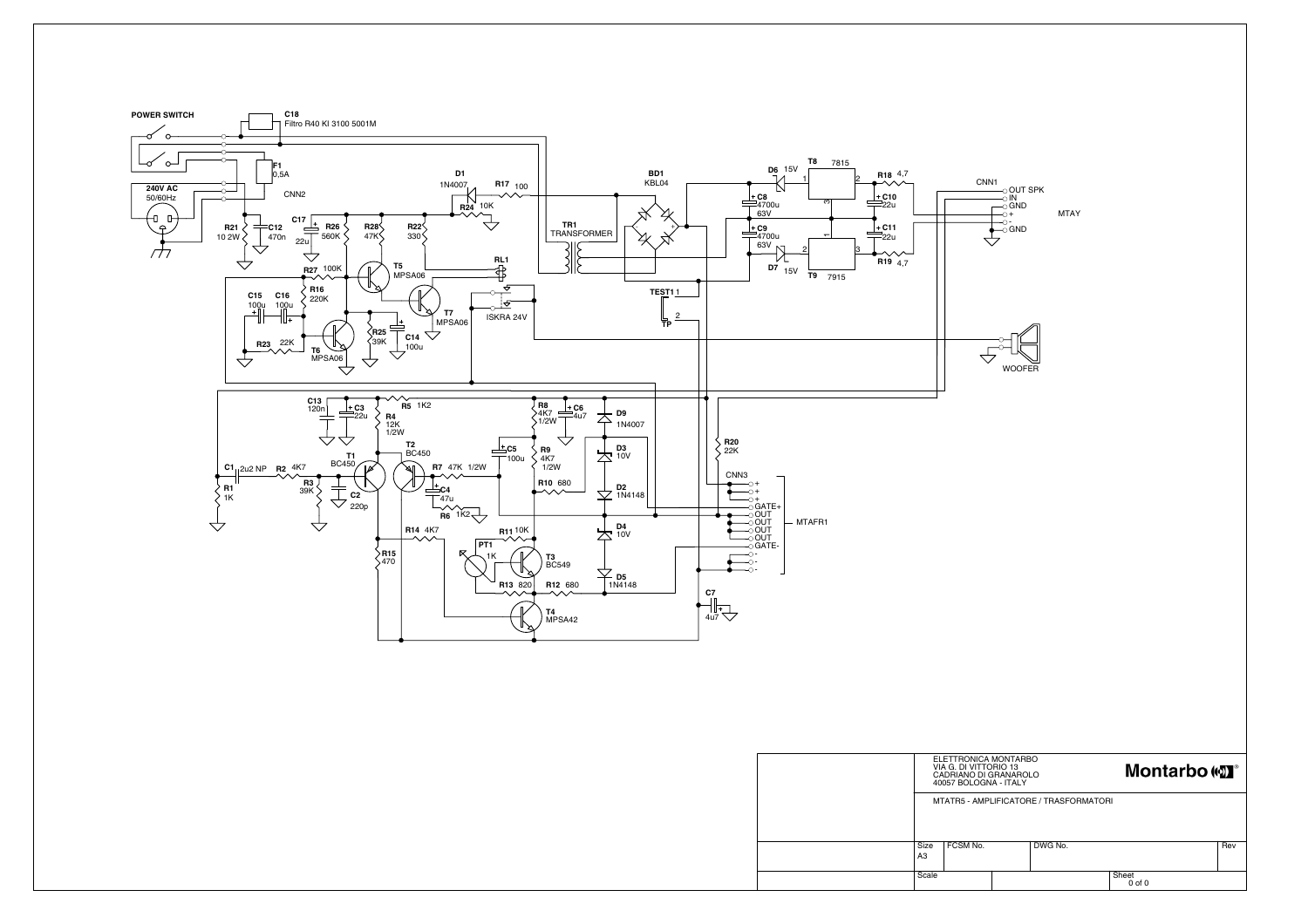POWER SWITCH

C18
Filtro R40 KI 3100 5001M

F1
0,5A

240V AC
50/60Hz

CNN2

R21
10 2W

C12
470n

C17
22u

R26
560K

R28
47K

R22
330

D1
1N4007

R17 100

R24 10K

TR1
TRANSFORMER

BD1
KBL04

D6 15V

T8 7815

R18 4,7

C8
4700u
63V

C10
22u

C9
4700u
63V

C11
22u

D7 15V

T9 7915

R19 4,7

CNN1
OUT SPK
IN
GND
+
-
GND

MTAY

R27 100K

T5
MPSA06

RL1

T7
MPSA06

ISKRA 24V

R16
220K

C15
100u

C16
100u

R23 22K

T6
MPSA06

R25
39K

C14
100u

TEST1

TP

WOOFER

C13
120n

C3
22u

R5 1K2

R4
12K
1/2W

R8
4K7
1/2W

C6
4u7

D9
1N4007

C5
100u

R9
4K7
1/2W

D3
10V

R20
22K

T1
BC450

T2
BC450

C1 2u2 NP

R2 4K7

R1
1K

R3
39K

C2
220p

R7 47K 1/2W

C4
47u

R6 1K2

R10 680

D2
1N4148

CNN3
+
+
+
GATE+
OUT
OUT
OUT
OUT
GATE-
-
-
-

MTAFR1

R14 4K7

R11 10K

D4
10V

R15
470

PT1
1K

T3
BC549

R13 820

R12 680

D5
1N4148

C7
4u7

T4
MPSA42

ELETTRONICA MONTARBO
VIA G. DI VITTORIO 13
CADRIANO DI GRANAROLO
40057 BOLOGNA - ITALY

Montarbo

MTATR5 - AMPLIFICATORE / TRASFORMATORI

| Size | FCSM No. | DWG No. | Rev |
| --- | --- | --- | --- |
| A3 | | | |
| Scale | | Sheet 0 of 0 | |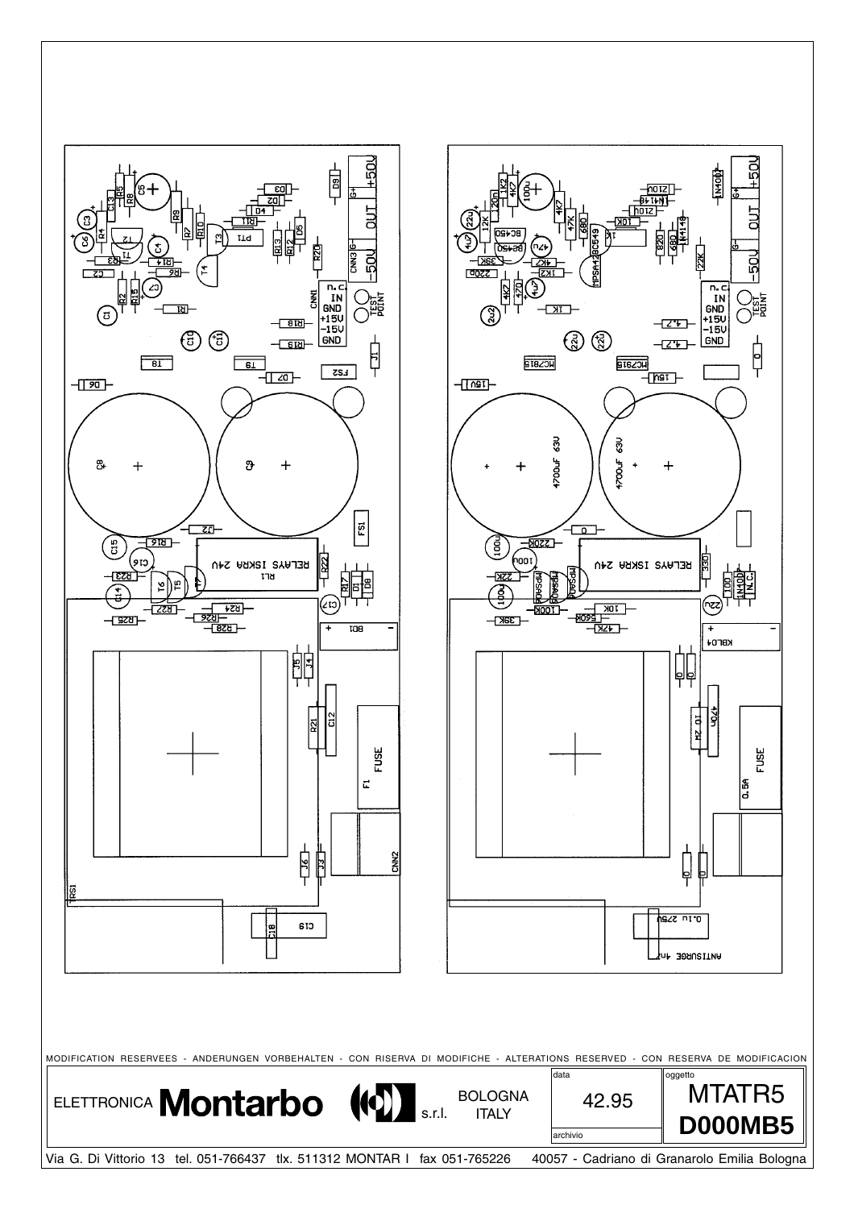MODIFICATION RESERVEES - ANDERUNGEN VORBEHALTEN - CON RISERVA DI MODIFICHE - ALTERATIONS RESERVED - CON RESERVA DE MODIFICACION

| ELETTRONICA **Montarbo** s.r.l. BOLOGNA ITALY | data: 42.95 | oggetto: MTATR5 |
|---|---|---|
| | archivio | **D000MB5** |

Via G. Di Vittorio 13 tel. 051-766437 tlx. 511312 MONTAR I fax 051-765226 40057 - Cadriano di Granarolo Emilia Bologna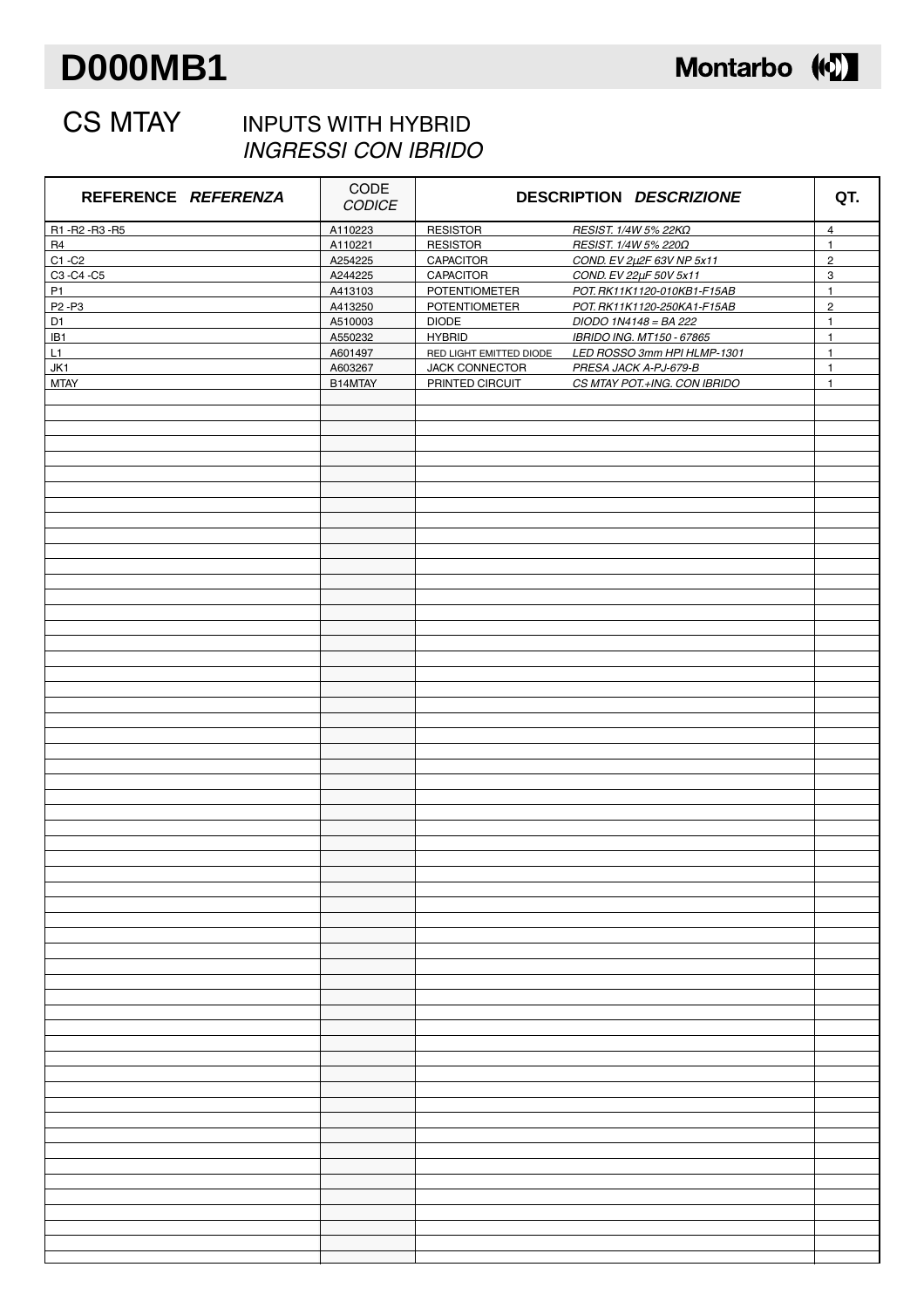# D000MB1

## CS MTAY

INPUTS WITH HYBRID
*INGRESSI CON IBRIDO*

| REFERENCE *REFERENZA* | CODE *CODICE* | DESCRIPTION | *DESCRIZIONE* | QT. |
|---|---|---|---|---|
| R1 -R2 -R3 -R5 | A110223 | RESISTOR | *RESIST. 1/4W 5% 22KΩ* | 4 |
| R4 | A110221 | RESISTOR | *RESIST. 1/4W 5% 220Ω* | 1 |
| C1 -C2 | A254225 | CAPACITOR | *COND. EV 2µ2F 63V NP 5x11* | 2 |
| C3 -C4 -C5 | A244225 | CAPACITOR | *COND. EV 22µF 50V 5x11* | 3 |
| P1 | A413103 | POTENTIOMETER | *POT. RK11K1120-010KB1-F15AB* | 1 |
| P2 -P3 | A413250 | POTENTIOMETER | *POT. RK11K1120-250KA1-F15AB* | 2 |
| D1 | A510003 | DIODE | *DIODO 1N4148 = BA 222* | 1 |
| IB1 | A550232 | HYBRID | *IBRIDO ING. MT150 - 67865* | 1 |
| L1 | A601497 | RED LIGHT EMITTED DIODE | *LED ROSSO 3mm HPI HLMP-1301* | 1 |
| JK1 | A603267 | JACK CONNECTOR | *PRESA JACK A-PJ-679-B* | 1 |
| MTAY | B14MTAY | PRINTED CIRCUIT | *CS MTAY POT.+ING. CON IBRIDO* | 1 |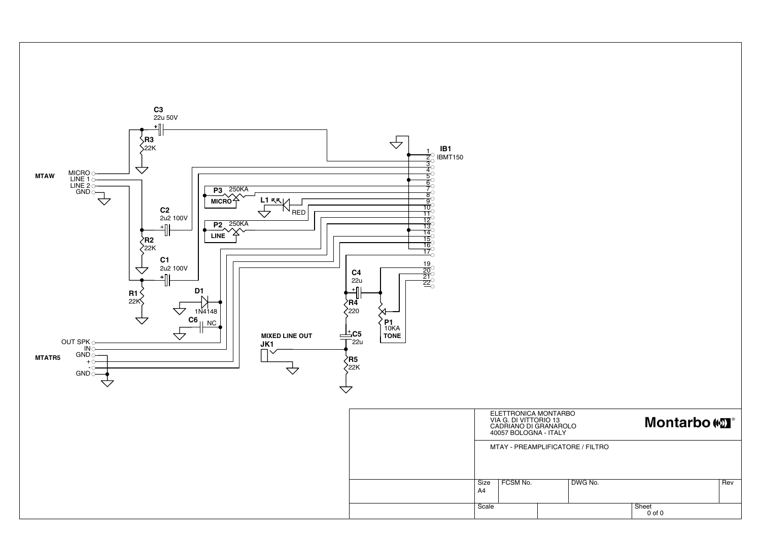ELETTRONICA MONTARBO
VIA G. DI VITTORIO 13
CADRIANO DI GRANAROLO
40057 BOLOGNA - ITALY

**Montarbo**

MTAY - PREAMPLIFICATORE / FILTRO

| Size | FCSM No. | DWG No. | Rev |
|---|---|---|---|
| A4 | | | |

| Scale | | Sheet |
|---|---|---|
| | | 0 of 0 |

MTAW: MICRO, LINE 1, LINE 2, GND

MTATR5: OUT SPK, IN, GND, +, -, GND

C3 22u 50V · R3 22K · C2 2u2 100V · R2 22K · C1 2u2 100V · R1 22K · D1 1N4148 · C6 NC · P3 250KA MICRO · L1 RED · P2 250KA LINE · C4 22u · R4 220 · C5 22u · R5 22K · P1 10KA TONE · MIXED LINE OUT JK1 · IB1 IBMT150 (1–17, 19–22)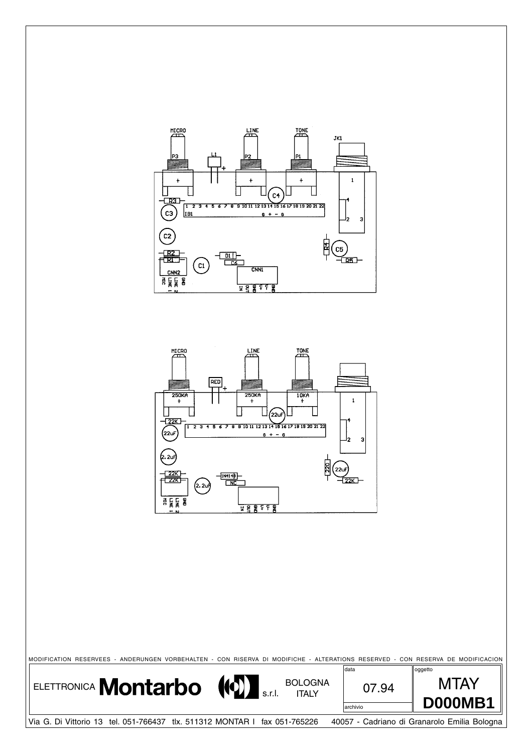MICRO LINE TONE

P3 L1 P2 P1 JK1

R3 C4 C3 IB1 C2 R2 R1 D1 C6 C1 CNN2 CNN1 R4 C5 R5

1 2 3 4 5 6 7 8 9 10 11 12 13 14 15 16 17 18 19 20 21 22

G + - G

MIC LINE 1 LINE 2 GND

IN OUT GND V+ V- GND

MICRO LINE TONE

RED

250KA 250KA 10KA

22K 22uF 22uF 2.2uF 22K 22K 2.2uF 1N4148 NC 220 22uF 22K

1 2 3 4 5 6 7 8 9 10 11 12 13 14 15 16 17 18 19 20 21 22

G + - G

MIC LINE 1 LINE 2 GND

IN OUT GND V+ V- GND

MODIFICATION RESERVEES - ANDERUNGEN VORBEHALTEN - CON RISERVA DI MODIFICHE - ALTERATIONS RESERVED - CON RESERVA DE MODIFICACION

| ELETTRONICA **Montarbo** s.r.l. BOLOGNA ITALY | data: 07.94 | oggetto: MTAY |
|---|---|---|
| | archivio | **D000MB1** |

Via G. Di Vittorio 13 tel. 051-766437 tlx. 511312 MONTAR I fax 051-765226 40057 - Cadriano di Granarolo Emilia Bologna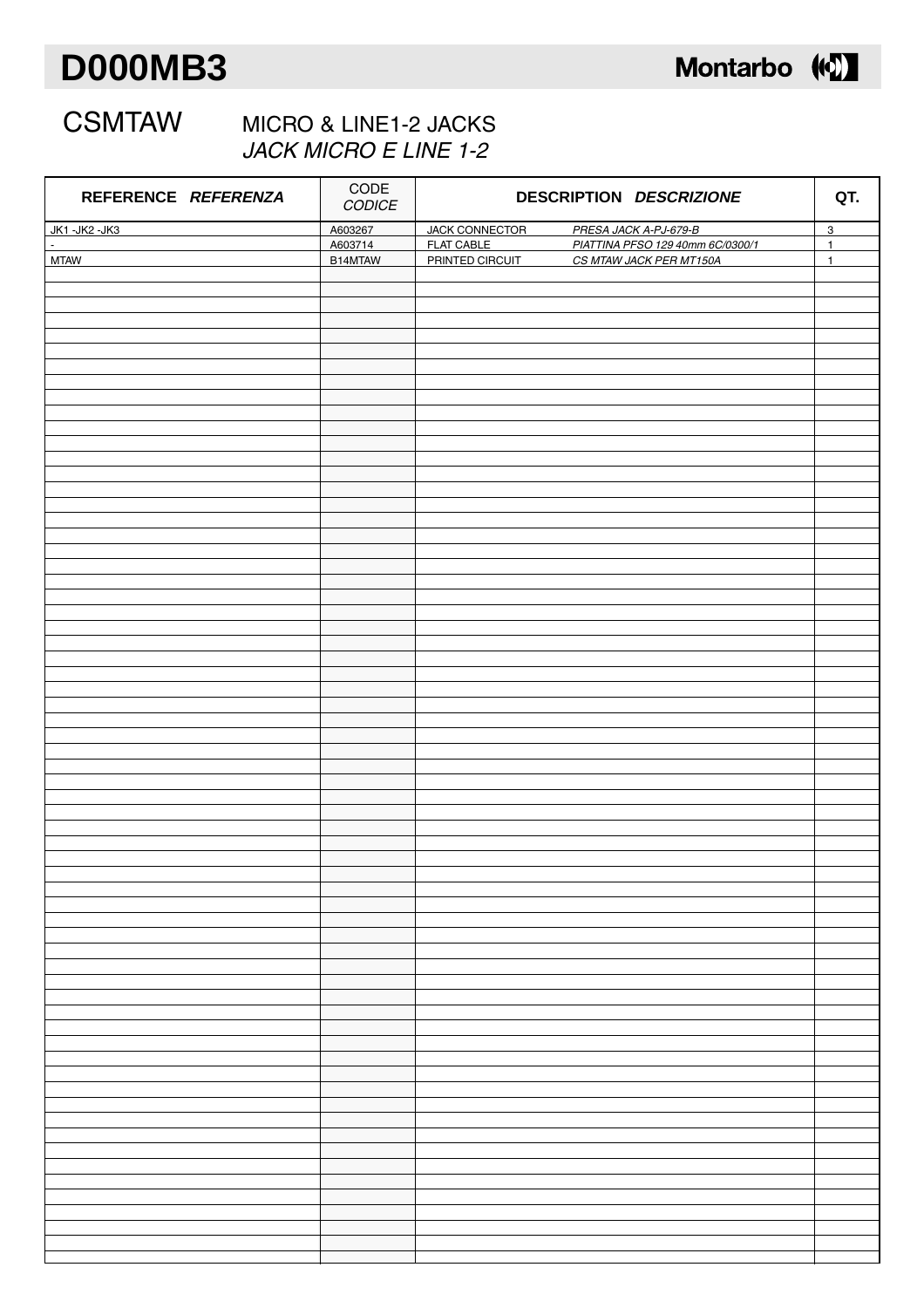# D000MB3

Montarbo

## CSMTAW MICRO & LINE1-2 JACKS
*JACK MICRO E LINE 1-2*

| REFERENCE *REFERENZA* | CODE *CODICE* | DESCRIPTION | *DESCRIZIONE* | QT. |
|---|---|---|---|---|
| JK1 -JK2 -JK3 | A603267 | JACK CONNECTOR | *PRESA JACK A-PJ-679-B* | 3 |
| - | A603714 | FLAT CABLE | *PIATTINA PFSO 129 40mm 6C/0300/1* | 1 |
| MTAW | B14MTAW | PRINTED CIRCUIT | *CS MTAW JACK PER MT150A* | 1 |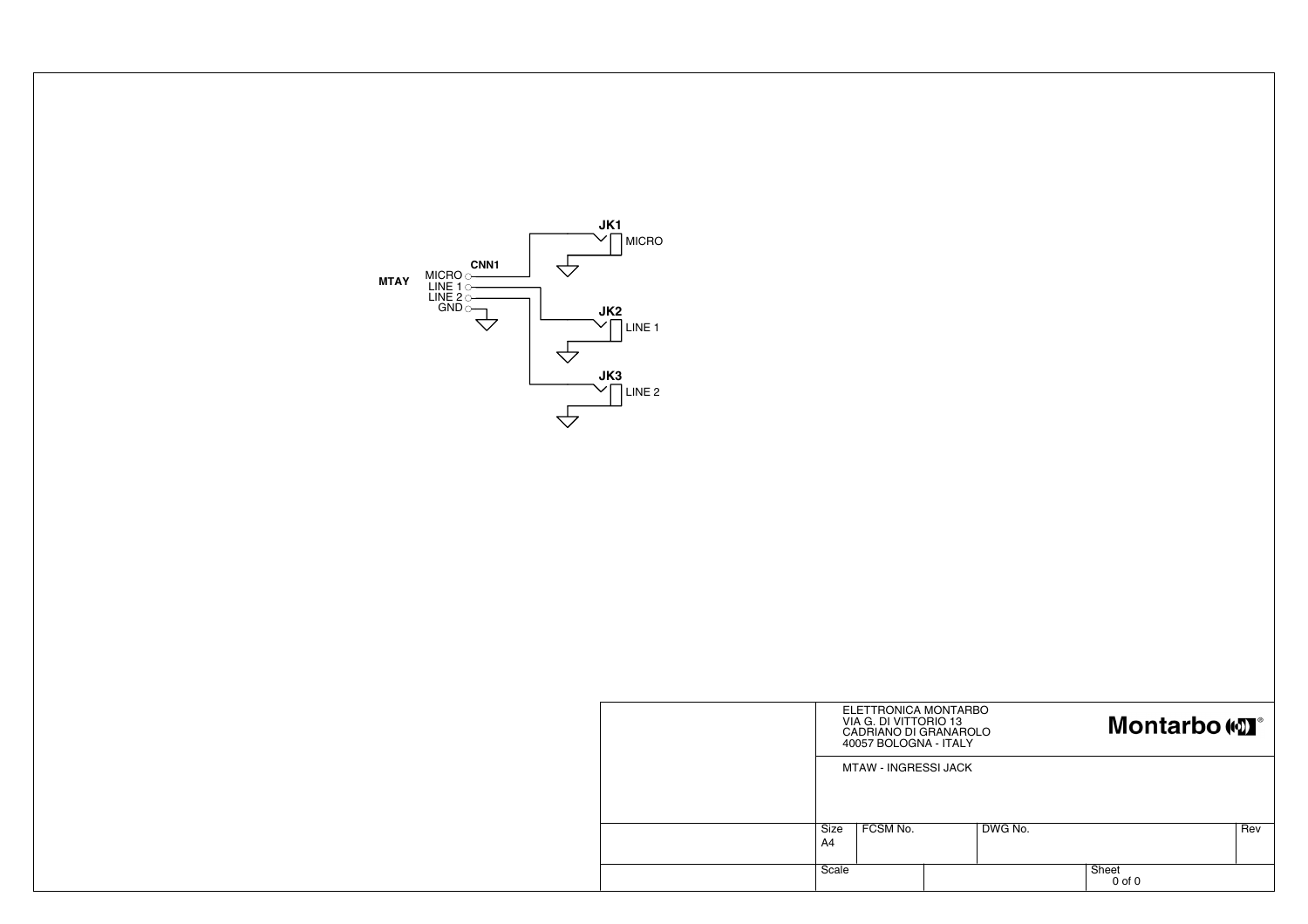MTAY

CNN1

- MICRO
- LINE 1
- LINE 2
- GND

JK1 MICRO

JK2 LINE 1

JK3 LINE 2

| | ELETTRONICA MONTARBO<br>VIA G. DI VITTORIO 13<br>CADRIANO DI GRANAROLO<br>40057 BOLOGNA - ITALY | | | Montarbo® |
|---|---|---|---|---|
| | MTAW - INGRESSI JACK | | | |
| | Size<br>A4 | FCSM No. | DWG No. | Rev |
| | Scale | | | Sheet<br>0 of 0 |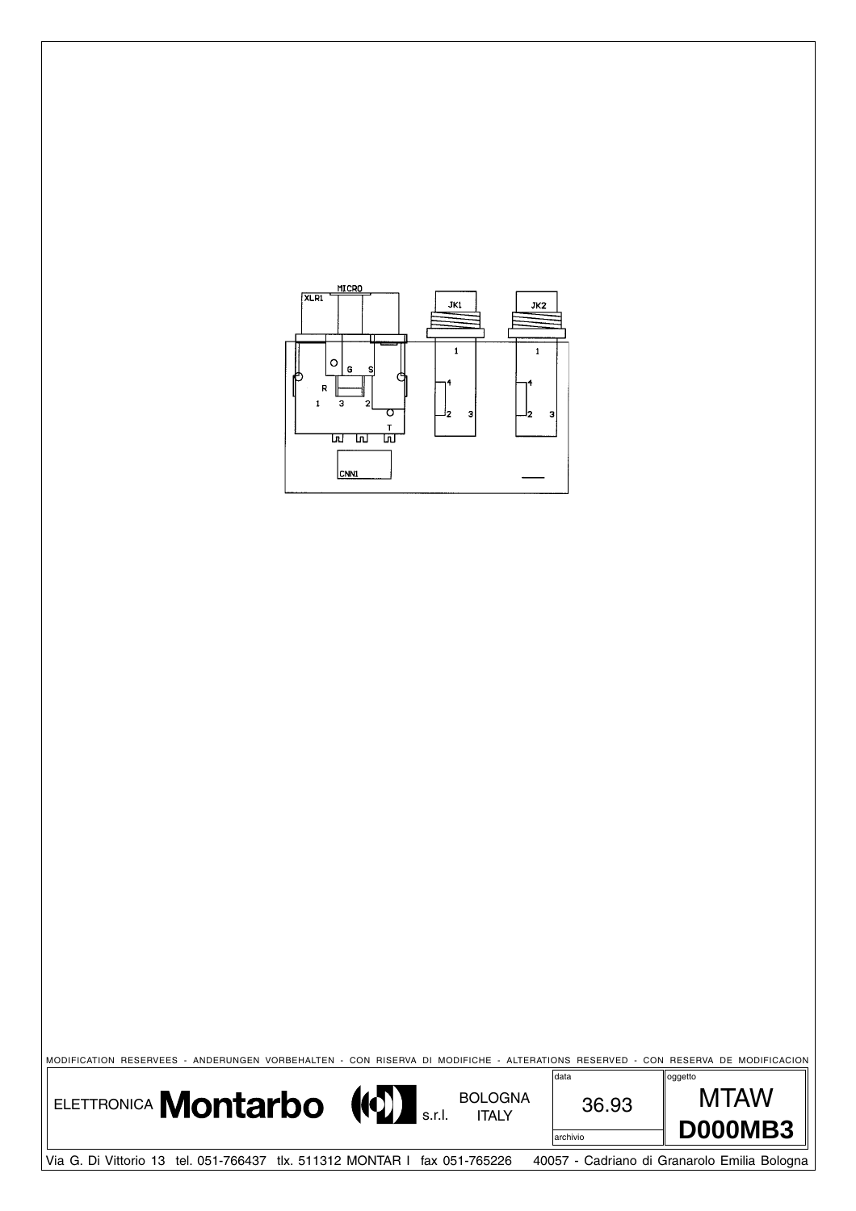MICRO

XLR1

JK1

JK2

1

1

G S

R

4

4

1 3 2

2 3

2 3

T

CNN1

MODIFICATION RESERVEES - ANDERUNGEN VORBEHALTEN - CON RISERVA DI MODIFICHE - ALTERATIONS RESERVED - CON RESERVA DE MODIFICACION

| ELETTRONICA **Montarbo** s.r.l. BOLOGNA ITALY | data 36.93 archivio | oggetto MTAW **D000MB3** |
|---|---|---|

Via G. Di Vittorio 13 tel. 051-766437 tlx. 511312 MONTAR I fax 051-765226 40057 - Cadriano di Granarolo Emilia Bologna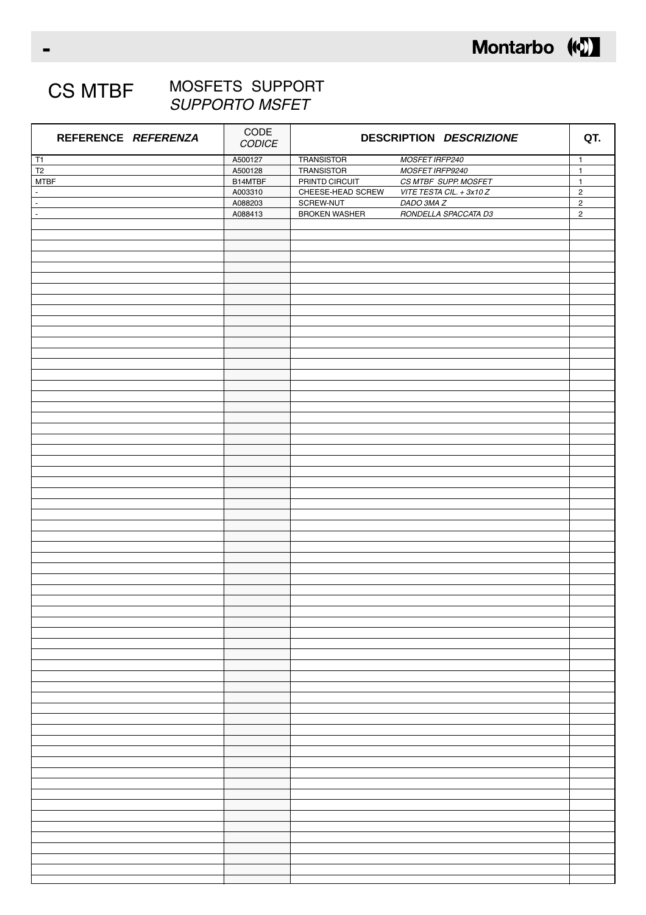# CS MTBF

## MOSFETS SUPPORT
## *SUPPORTO MSFET*

| REFERENCE *REFERENZA* | CODE *CODICE* | DESCRIPTION | *DESCRIZIONE* | QT. |
|---|---|---|---|---|
| T1 | A500127 | TRANSISTOR | *MOSFET IRFP240* | 1 |
| T2 | A500128 | TRANSISTOR | *MOSFET IRFP9240* | 1 |
| MTBF | B14MTBF | PRINTD CIRCUIT | *CS MTBF SUPP. MOSFET* | 1 |
| - | A003310 | CHEESE-HEAD SCREW | *VITE TESTA CIL. + 3x10 Z* | 2 |
| - | A088203 | SCREW-NUT | *DADO 3MA Z* | 2 |
| - | A088413 | BROKEN WASHER | *RONDELLA SPACCATA D3* | 2 |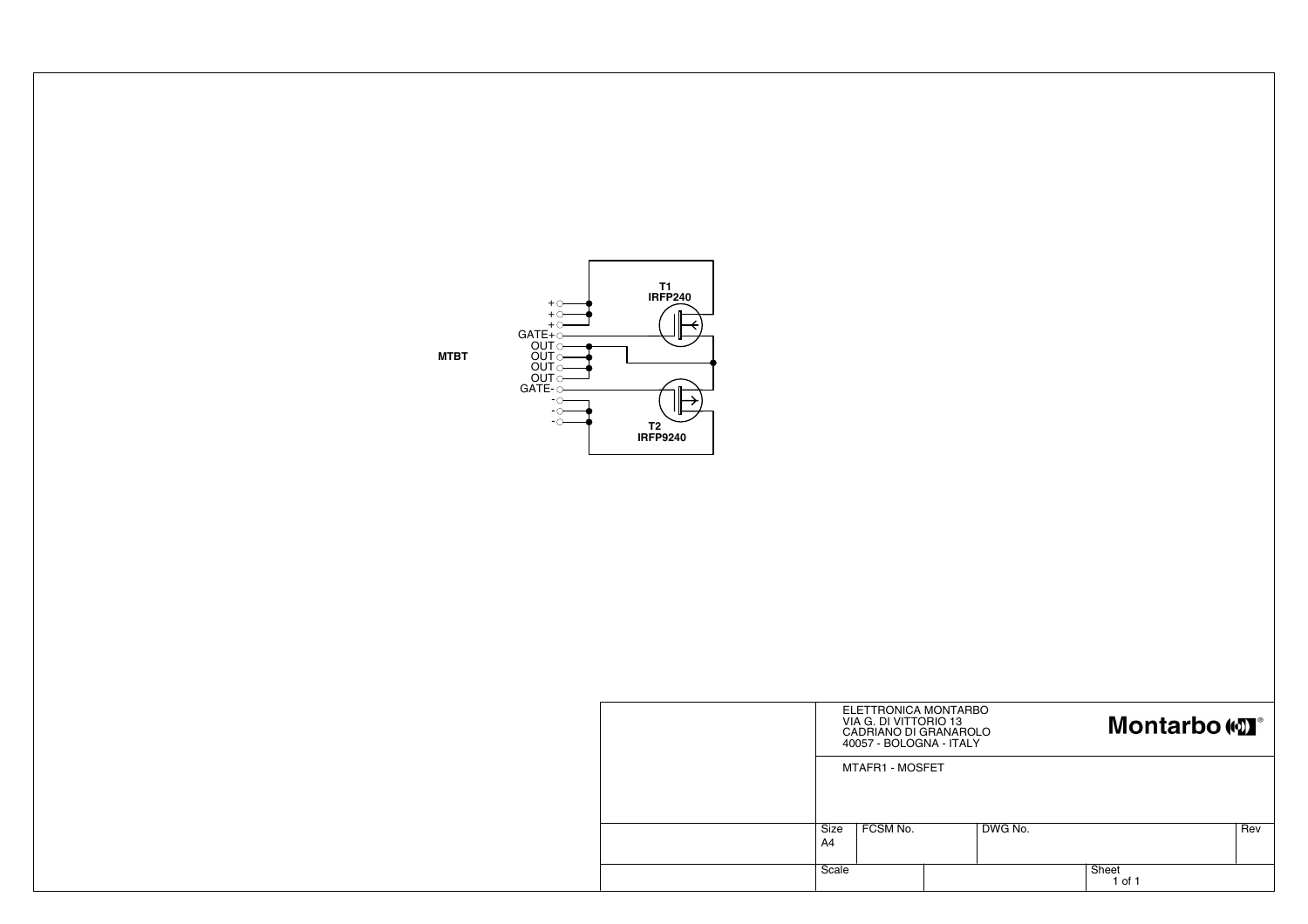MTBT

+
+
+
GATE+
OUT
OUT
OUT
OUT
GATE-
-
-
-

T1
IRFP240

T2
IRFP9240

ELETTRONICA MONTARBO
VIA G. DI VITTORIO 13
CADRIANO DI GRANAROLO
40057 - BOLOGNA - ITALY

Montarbo

MTAFR1 - MOSFET

| Size | FCSM No. | DWG No. | Rev |
|---|---|---|---|
| A4 | | | |

| Scale | | Sheet |
|---|---|---|
| | | 1 of 1 |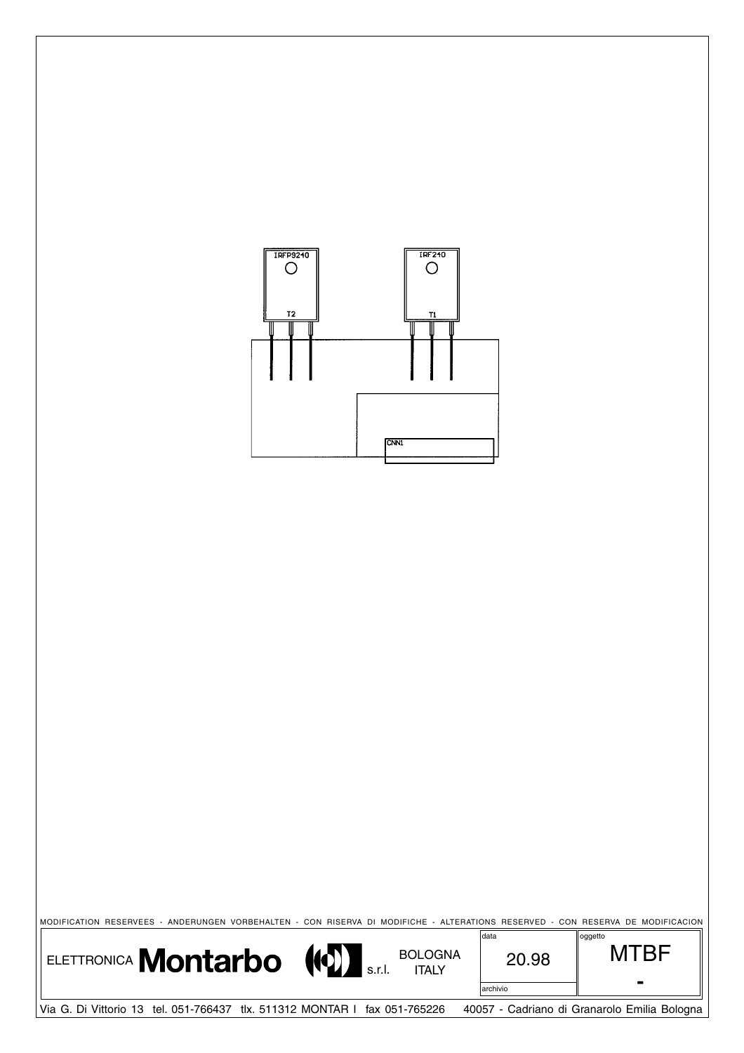IRFP9240

T2

IRF240

T1

CNN1

MODIFICATION RESERVEES - ANDERUNGEN VORBEHALTEN - CON RISERVA DI MODIFICHE - ALTERATIONS RESERVED - CON RESERVA DE MODIFICACION

| ELETTRONICA **Montarbo** s.r.l. BOLOGNA ITALY | data 20.98 archivio | oggetto MTBF - |
| --- | --- | --- |

Via G. Di Vittorio 13 tel. 051-766437 tlx. 511312 MONTAR I fax 051-765226 40057 - Cadriano di Granarolo Emilia Bologna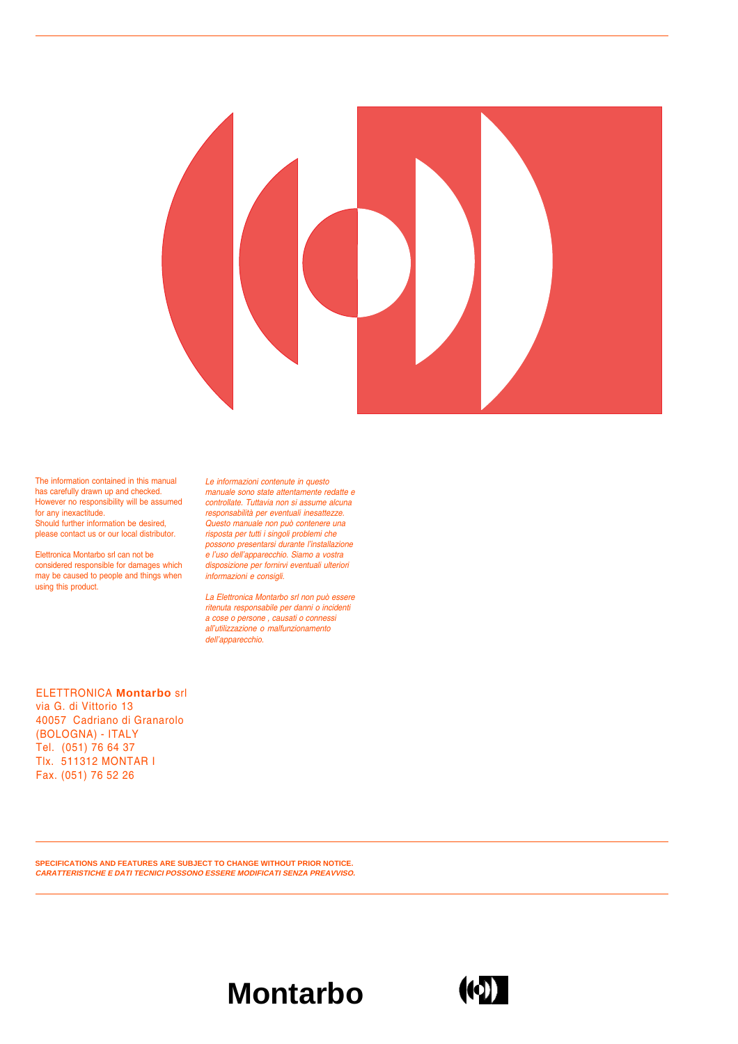The information contained in this manual has carefully drawn up and checked. However no responsibility will be assumed for any inexactitude.
Should further information be desired, please contact us or our local distributor.

Elettronica Montarbo srl can not be considered responsible for damages which may be caused to people and things when using this product.

*Le informazioni contenute in questo manuale sono state attentamente redatte e controllate. Tuttavia non si assume alcuna responsabilità per eventuali inesattezze. Questo manuale non può contenere una risposta per tutti i singoli problemi che possono presentarsi durante l'installazione e l'uso dell'apparecchio. Siamo a vostra disposizione per fornirvi eventuali ulteriori informazioni e consigli.*

*La Elettronica Montarbo srl non può essere ritenuta responsabile per danni o incidenti a cose o persone , causati o connessi all'utilizzazione o malfunzionamento dell'apparecchio.*

ELETTRONICA **Montarbo** srl
via G. di Vittorio 13
40057 Cadriano di Granarolo
(BOLOGNA) - ITALY
Tel. (051) 76 64 37
Tlx. 511312 MONTAR I
Fax. (051) 76 52 26

**SPECIFICATIONS AND FEATURES ARE SUBJECT TO CHANGE WITHOUT PRIOR NOTICE.**
***CARATTERISTICHE E DATI TECNICI POSSONO ESSERE MODIFICATI SENZA PREAVVISO.***

**Montarbo**